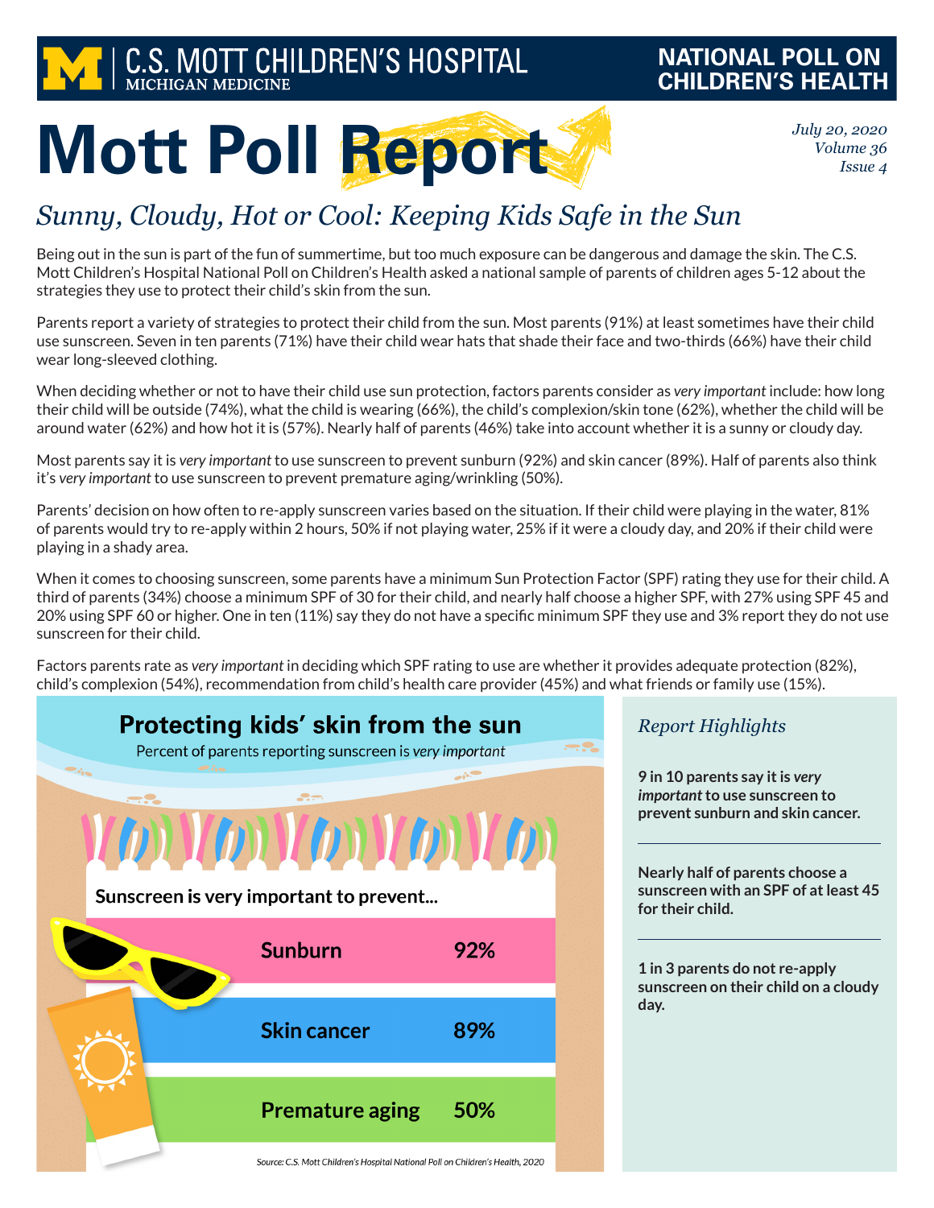C.S. MOTT CHILDREN'S HOSPITAL
MICHIGAN MEDICINE

NATIONAL POLL ON CHILDREN'S HEALTH

# Mott Poll Report

*July 20, 2020*
*Volume 36*
*Issue 4*

## *Sunny, Cloudy, Hot or Cool: Keeping Kids Safe in the Sun*

Being out in the sun is part of the fun of summertime, but too much exposure can be dangerous and damage the skin. The C.S. Mott Children's Hospital National Poll on Children's Health asked a national sample of parents of children ages 5-12 about the strategies they use to protect their child's skin from the sun.

Parents report a variety of strategies to protect their child from the sun. Most parents (91%) at least sometimes have their child use sunscreen. Seven in ten parents (71%) have their child wear hats that shade their face and two-thirds (66%) have their child wear long-sleeved clothing.

When deciding whether or not to have their child use sun protection, factors parents consider as *very important* include: how long their child will be outside (74%), what the child is wearing (66%), the child's complexion/skin tone (62%), whether the child will be around water (62%) and how hot it is (57%). Nearly half of parents (46%) take into account whether it is a sunny or cloudy day.

Most parents say it is *very important* to use sunscreen to prevent sunburn (92%) and skin cancer (89%). Half of parents also think it's *very important* to use sunscreen to prevent premature aging/wrinkling (50%).

Parents' decision on how often to re-apply sunscreen varies based on the situation. If their child were playing in the water, 81% of parents would try to re-apply within 2 hours, 50% if not playing water, 25% if it were a cloudy day, and 20% if their child were playing in a shady area.

When it comes to choosing sunscreen, some parents have a minimum Sun Protection Factor (SPF) rating they use for their child. A third of parents (34%) choose a minimum SPF of 30 for their child, and nearly half choose a higher SPF, with 27% using SPF 45 and 20% using SPF 60 or higher. One in ten (11%) say they do not have a specific minimum SPF they use and 3% report they do not use sunscreen for their child.

Factors parents rate as *very important* in deciding which SPF rating to use are whether it provides adequate protection (82%), child's complexion (54%), recommendation from child's health care provider (45%) and what friends or family use (15%).

### Protecting kids' skin from the sun

Percent of parents reporting sunscreen is *very important*

**Sunscreen is very important to prevent...**

| | |
|---|---|
| Sunburn | 92% |
| Skin cancer | 89% |
| Premature aging | 50% |

Source: C.S. Mott Children's Hospital National Poll on Children's Health, 2020

### *Report Highlights*

**9 in 10 parents say it is *very important* to use sunscreen to prevent sunburn and skin cancer.**

**Nearly half of parents choose a sunscreen with an SPF of at least 45 for their child.**

**1 in 3 parents do not re-apply sunscreen on their child on a cloudy day.**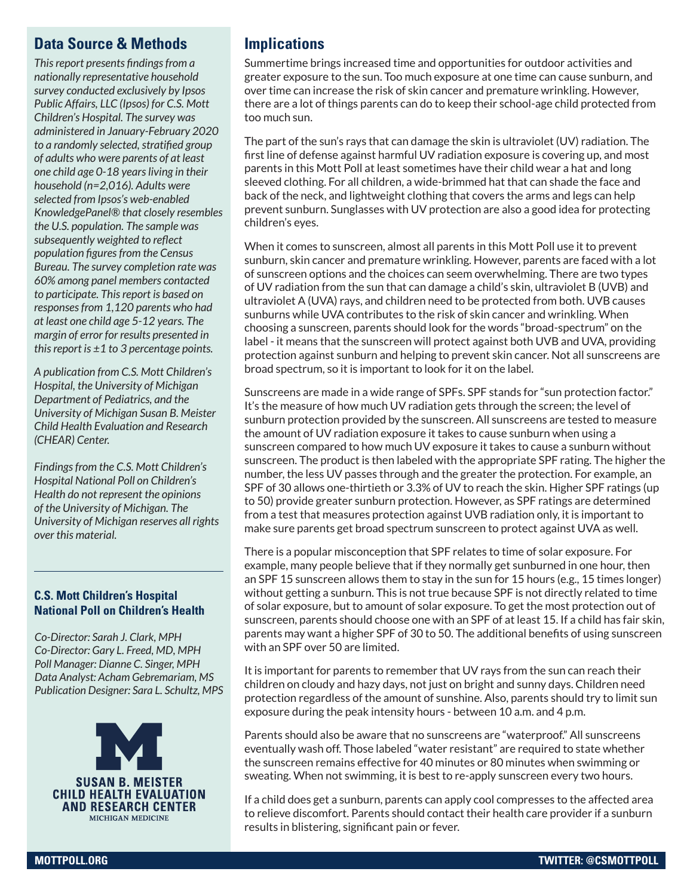## Data Source & Methods

*This report presents findings from a nationally representative household survey conducted exclusively by Ipsos Public Affairs, LLC (Ipsos) for C.S. Mott Children's Hospital. The survey was administered in January-February 2020 to a randomly selected, stratified group of adults who were parents of at least one child age 0-18 years living in their household (n=2,016). Adults were selected from Ipsos's web-enabled KnowledgePanel® that closely resembles the U.S. population. The sample was subsequently weighted to reflect population figures from the Census Bureau. The survey completion rate was 60% among panel members contacted to participate. This report is based on responses from 1,120 parents who had at least one child age 5-12 years. The margin of error for results presented in this report is ±1 to 3 percentage points.*

*A publication from C.S. Mott Children's Hospital, the University of Michigan Department of Pediatrics, and the University of Michigan Susan B. Meister Child Health Evaluation and Research (CHEAR) Center.*

*Findings from the C.S. Mott Children's Hospital National Poll on Children's Health do not represent the opinions of the University of Michigan. The University of Michigan reserves all rights over this material.*

---

**C.S. Mott Children's Hospital National Poll on Children's Health**

*Co-Director: Sarah J. Clark, MPH*
*Co-Director: Gary L. Freed, MD, MPH*
*Poll Manager: Dianne C. Singer, MPH*
*Data Analyst: Acham Gebremariam, MS*
*Publication Designer: Sara L. Schultz, MPS*

SUSAN B. MEISTER CHILD HEALTH EVALUATION AND RESEARCH CENTER
MICHIGAN MEDICINE

## Implications

Summertime brings increased time and opportunities for outdoor activities and greater exposure to the sun. Too much exposure at one time can cause sunburn, and over time can increase the risk of skin cancer and premature wrinkling. However, there are a lot of things parents can do to keep their school-age child protected from too much sun.

The part of the sun's rays that can damage the skin is ultraviolet (UV) radiation. The first line of defense against harmful UV radiation exposure is covering up, and most parents in this Mott Poll at least sometimes have their child wear a hat and long sleeved clothing. For all children, a wide-brimmed hat that can shade the face and back of the neck, and lightweight clothing that covers the arms and legs can help prevent sunburn. Sunglasses with UV protection are also a good idea for protecting children's eyes.

When it comes to sunscreen, almost all parents in this Mott Poll use it to prevent sunburn, skin cancer and premature wrinkling. However, parents are faced with a lot of sunscreen options and the choices can seem overwhelming. There are two types of UV radiation from the sun that can damage a child's skin, ultraviolet B (UVB) and ultraviolet A (UVA) rays, and children need to be protected from both. UVB causes sunburns while UVA contributes to the risk of skin cancer and wrinkling. When choosing a sunscreen, parents should look for the words "broad-spectrum" on the label - it means that the sunscreen will protect against both UVB and UVA, providing protection against sunburn and helping to prevent skin cancer. Not all sunscreens are broad spectrum, so it is important to look for it on the label.

Sunscreens are made in a wide range of SPFs. SPF stands for "sun protection factor." It's the measure of how much UV radiation gets through the screen; the level of sunburn protection provided by the sunscreen. All sunscreens are tested to measure the amount of UV radiation exposure it takes to cause sunburn when using a sunscreen compared to how much UV exposure it takes to cause a sunburn without sunscreen. The product is then labeled with the appropriate SPF rating. The higher the number, the less UV passes through and the greater the protection. For example, an SPF of 30 allows one-thirtieth or 3.3% of UV to reach the skin. Higher SPF ratings (up to 50) provide greater sunburn protection. However, as SPF ratings are determined from a test that measures protection against UVB radiation only, it is important to make sure parents get broad spectrum sunscreen to protect against UVA as well.

There is a popular misconception that SPF relates to time of solar exposure. For example, many people believe that if they normally get sunburned in one hour, then an SPF 15 sunscreen allows them to stay in the sun for 15 hours (e.g., 15 times longer) without getting a sunburn. This is not true because SPF is not directly related to time of solar exposure, but to amount of solar exposure. To get the most protection out of sunscreen, parents should choose one with an SPF of at least 15. If a child has fair skin, parents may want a higher SPF of 30 to 50. The additional benefits of using sunscreen with an SPF over 50 are limited.

It is important for parents to remember that UV rays from the sun can reach their children on cloudy and hazy days, not just on bright and sunny days. Children need protection regardless of the amount of sunshine. Also, parents should try to limit sun exposure during the peak intensity hours - between 10 a.m. and 4 p.m.

Parents should also be aware that no sunscreens are "waterproof." All sunscreens eventually wash off. Those labeled "water resistant" are required to state whether the sunscreen remains effective for 40 minutes or 80 minutes when swimming or sweating. When not swimming, it is best to re-apply sunscreen every two hours.

If a child does get a sunburn, parents can apply cool compresses to the affected area to relieve discomfort. Parents should contact their health care provider if a sunburn results in blistering, significant pain or fever.

MOTTPOLL.ORG TWITTER: @CSMOTTPOLL